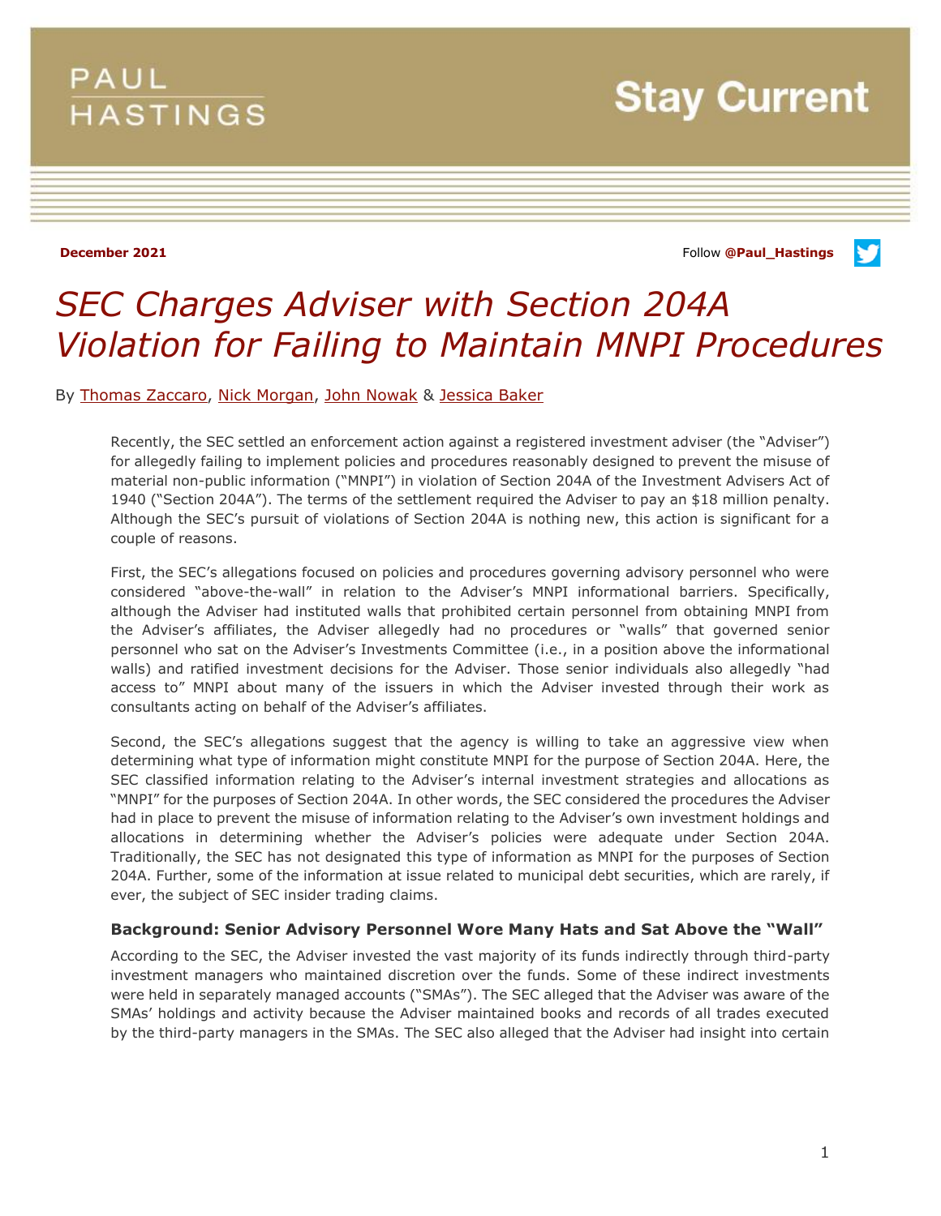PAUL HASTINGS

Stay Current

**December 2021**

Follow **@Paul_Hastings**

# *SEC Charges Adviser with Section 204A Violation for Failing to Maintain MNPI Procedures*

By Thomas Zaccaro, Nick Morgan, John Nowak & Jessica Baker

Recently, the SEC settled an enforcement action against a registered investment adviser (the "Adviser") for allegedly failing to implement policies and procedures reasonably designed to prevent the misuse of material non-public information ("MNPI") in violation of Section 204A of the Investment Advisers Act of 1940 ("Section 204A"). The terms of the settlement required the Adviser to pay an $18 million penalty. Although the SEC's pursuit of violations of Section 204A is nothing new, this action is significant for a couple of reasons.

First, the SEC's allegations focused on policies and procedures governing advisory personnel who were considered "above-the-wall" in relation to the Adviser's MNPI informational barriers. Specifically, although the Adviser had instituted walls that prohibited certain personnel from obtaining MNPI from the Adviser's affiliates, the Adviser allegedly had no procedures or "walls" that governed senior personnel who sat on the Adviser's Investments Committee (i.e., in a position above the informational walls) and ratified investment decisions for the Adviser. Those senior individuals also allegedly "had access to" MNPI about many of the issuers in which the Adviser invested through their work as consultants acting on behalf of the Adviser's affiliates.

Second, the SEC's allegations suggest that the agency is willing to take an aggressive view when determining what type of information might constitute MNPI for the purpose of Section 204A. Here, the SEC classified information relating to the Adviser's internal investment strategies and allocations as "MNPI" for the purposes of Section 204A. In other words, the SEC considered the procedures the Adviser had in place to prevent the misuse of information relating to the Adviser's own investment holdings and allocations in determining whether the Adviser's policies were adequate under Section 204A. Traditionally, the SEC has not designated this type of information as MNPI for the purposes of Section 204A. Further, some of the information at issue related to municipal debt securities, which are rarely, if ever, the subject of SEC insider trading claims.

### Background: Senior Advisory Personnel Wore Many Hats and Sat Above the "Wall"

According to the SEC, the Adviser invested the vast majority of its funds indirectly through third-party investment managers who maintained discretion over the funds. Some of these indirect investments were held in separately managed accounts ("SMAs"). The SEC alleged that the Adviser was aware of the SMAs' holdings and activity because the Adviser maintained books and records of all trades executed by the third-party managers in the SMAs. The SEC also alleged that the Adviser had insight into certain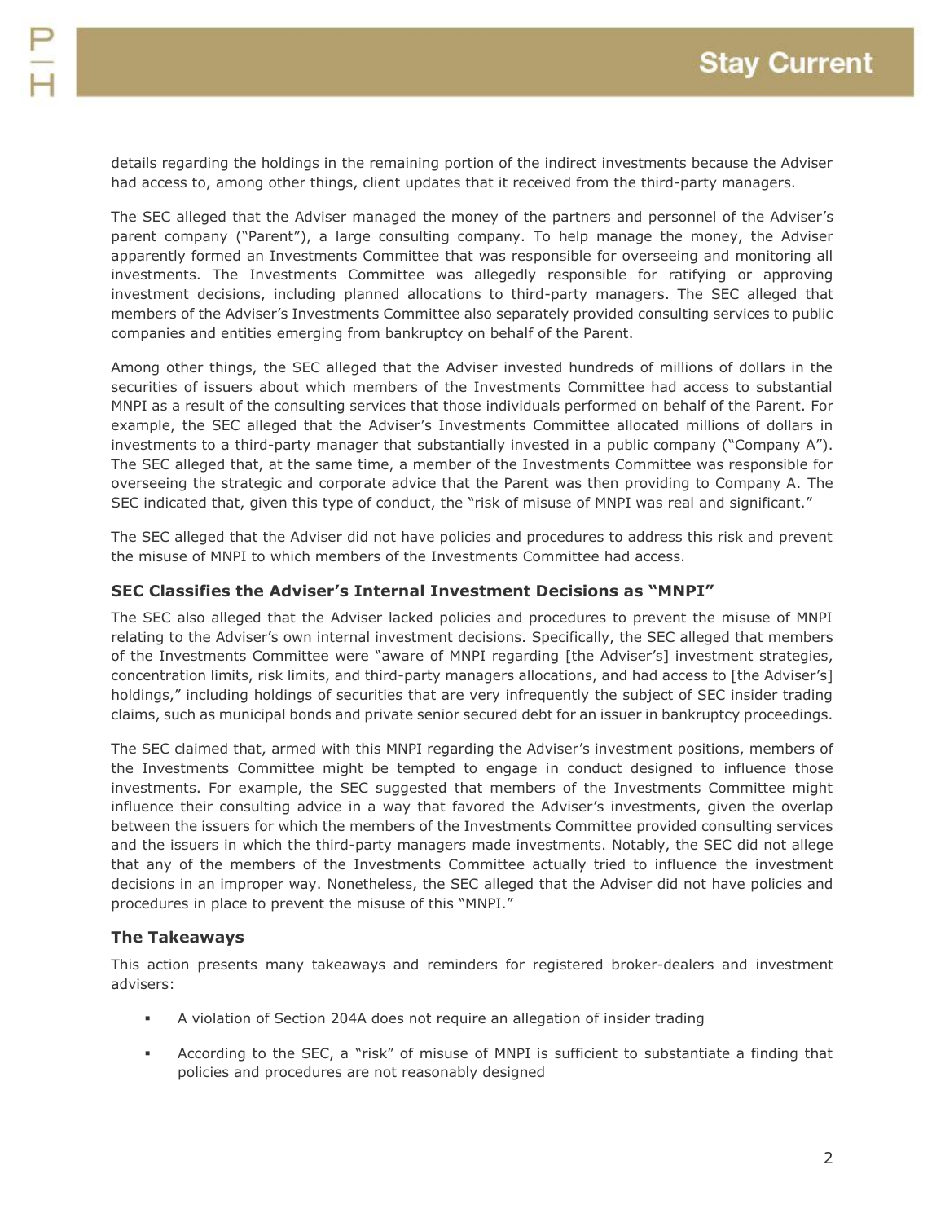details regarding the holdings in the remaining portion of the indirect investments because the Adviser had access to, among other things, client updates that it received from the third-party managers.

The SEC alleged that the Adviser managed the money of the partners and personnel of the Adviser's parent company ("Parent"), a large consulting company. To help manage the money, the Adviser apparently formed an Investments Committee that was responsible for overseeing and monitoring all investments. The Investments Committee was allegedly responsible for ratifying or approving investment decisions, including planned allocations to third-party managers. The SEC alleged that members of the Adviser's Investments Committee also separately provided consulting services to public companies and entities emerging from bankruptcy on behalf of the Parent.

Among other things, the SEC alleged that the Adviser invested hundreds of millions of dollars in the securities of issuers about which members of the Investments Committee had access to substantial MNPI as a result of the consulting services that those individuals performed on behalf of the Parent. For example, the SEC alleged that the Adviser's Investments Committee allocated millions of dollars in investments to a third-party manager that substantially invested in a public company ("Company A"). The SEC alleged that, at the same time, a member of the Investments Committee was responsible for overseeing the strategic and corporate advice that the Parent was then providing to Company A. The SEC indicated that, given this type of conduct, the "risk of misuse of MNPI was real and significant."

The SEC alleged that the Adviser did not have policies and procedures to address this risk and prevent the misuse of MNPI to which members of the Investments Committee had access.

### SEC Classifies the Adviser's Internal Investment Decisions as "MNPI"

The SEC also alleged that the Adviser lacked policies and procedures to prevent the misuse of MNPI relating to the Adviser's own internal investment decisions. Specifically, the SEC alleged that members of the Investments Committee were "aware of MNPI regarding [the Adviser's] investment strategies, concentration limits, risk limits, and third-party managers allocations, and had access to [the Adviser's] holdings," including holdings of securities that are very infrequently the subject of SEC insider trading claims, such as municipal bonds and private senior secured debt for an issuer in bankruptcy proceedings.

The SEC claimed that, armed with this MNPI regarding the Adviser's investment positions, members of the Investments Committee might be tempted to engage in conduct designed to influence those investments. For example, the SEC suggested that members of the Investments Committee might influence their consulting advice in a way that favored the Adviser's investments, given the overlap between the issuers for which the members of the Investments Committee provided consulting services and the issuers in which the third-party managers made investments. Notably, the SEC did not allege that any of the members of the Investments Committee actually tried to influence the investment decisions in an improper way. Nonetheless, the SEC alleged that the Adviser did not have policies and procedures in place to prevent the misuse of this "MNPI."

### The Takeaways

This action presents many takeaways and reminders for registered broker-dealers and investment advisers:

- A violation of Section 204A does not require an allegation of insider trading
- According to the SEC, a "risk" of misuse of MNPI is sufficient to substantiate a finding that policies and procedures are not reasonably designed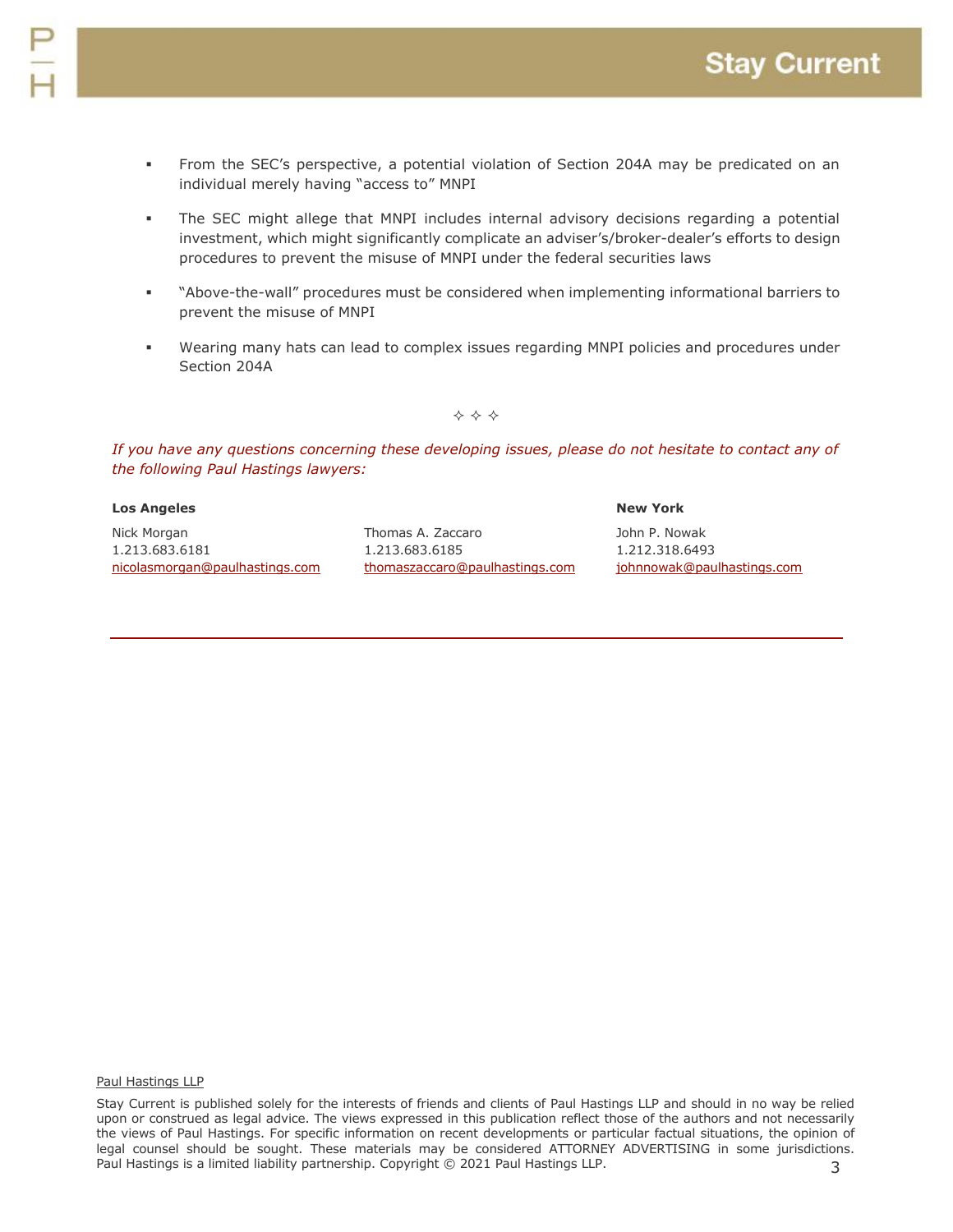- From the SEC’s perspective, a potential violation of Section 204A may be predicated on an individual merely having “access to” MNPI
- The SEC might allege that MNPI includes internal advisory decisions regarding a potential investment, which might significantly complicate an adviser’s/broker-dealer’s efforts to design procedures to prevent the misuse of MNPI under the federal securities laws
- “Above-the-wall” procedures must be considered when implementing informational barriers to prevent the misuse of MNPI
- Wearing many hats can lead to complex issues regarding MNPI policies and procedures under Section 204A

✧ ✧ ✧

*If you have any questions concerning these developing issues, please do not hesitate to contact any of the following Paul Hastings lawyers:*

**Los Angeles**

Nick Morgan
1.213.683.6181
nicolasmorgan@paulhastings.com

Thomas A. Zaccaro
1.213.683.6185
thomaszaccaro@paulhastings.com

**New York**

John P. Nowak
1.212.318.6493
johnnowak@paulhastings.com

---

Paul Hastings LLP

Stay Current is published solely for the interests of friends and clients of Paul Hastings LLP and should in no way be relied upon or construed as legal advice. The views expressed in this publication reflect those of the authors and not necessarily the views of Paul Hastings. For specific information on recent developments or particular factual situations, the opinion of legal counsel should be sought. These materials may be considered ATTORNEY ADVERTISING in some jurisdictions. Paul Hastings is a limited liability partnership. Copyright © 2021 Paul Hastings LLP.